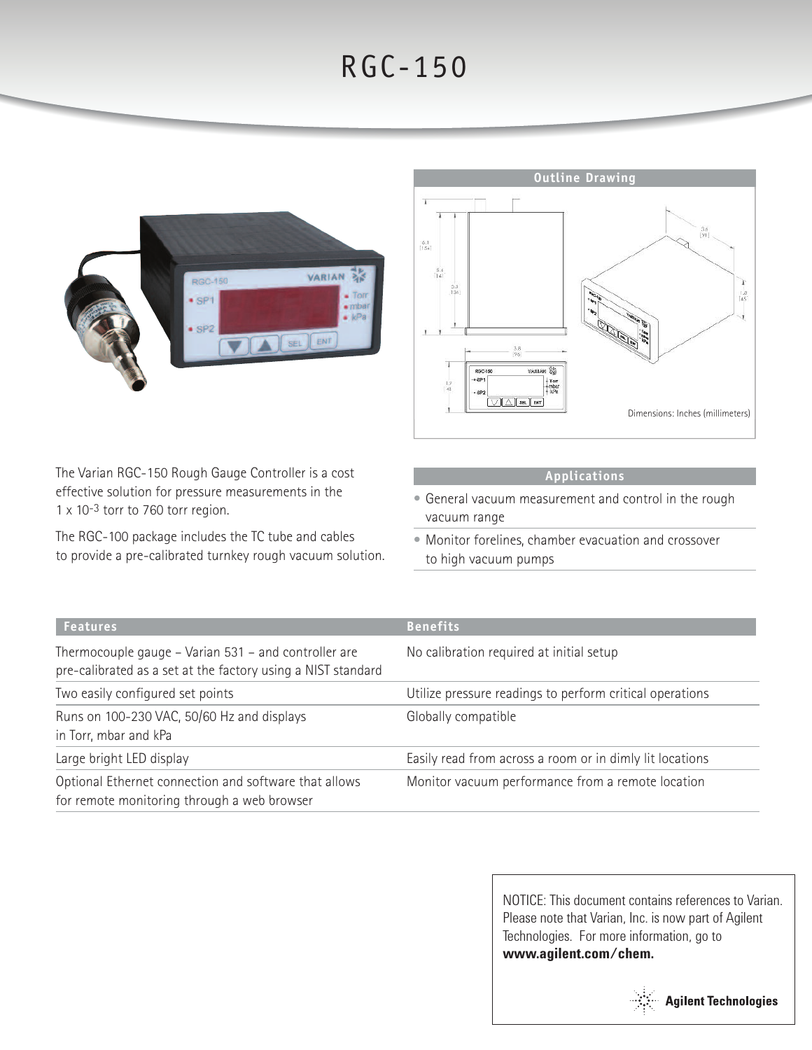# RGC-150

## Outline Drawing

Dimensions: Inches (millimeters)

The Varian RGC-150 Rough Gauge Controller is a cost effective solution for pressure measurements in the $1 \times 10^{-3}$ torr to 760 torr region.

The RGC-100 package includes the TC tube and cables to provide a pre-calibrated turnkey rough vacuum solution.

## Applications

- General vacuum measurement and control in the rough vacuum range
- Monitor forelines, chamber evacuation and crossover to high vacuum pumps

| Features | Benefits |
|---|---|
| Thermocouple gauge – Varian 531 – and controller are pre-calibrated as a set at the factory using a NIST standard | No calibration required at initial setup |
| Two easily configured set points | Utilize pressure readings to perform critical operations |
| Runs on 100-230 VAC, 50/60 Hz and displays in Torr, mbar and kPa | Globally compatible |
| Large bright LED display | Easily read from across a room or in dimly lit locations |
| Optional Ethernet connection and software that allows for remote monitoring through a web browser | Monitor vacuum performance from a remote location |

NOTICE: This document contains references to Varian. Please note that Varian, Inc. is now part of Agilent Technologies. For more information, go to **www.agilent.com/chem.**

Agilent Technologies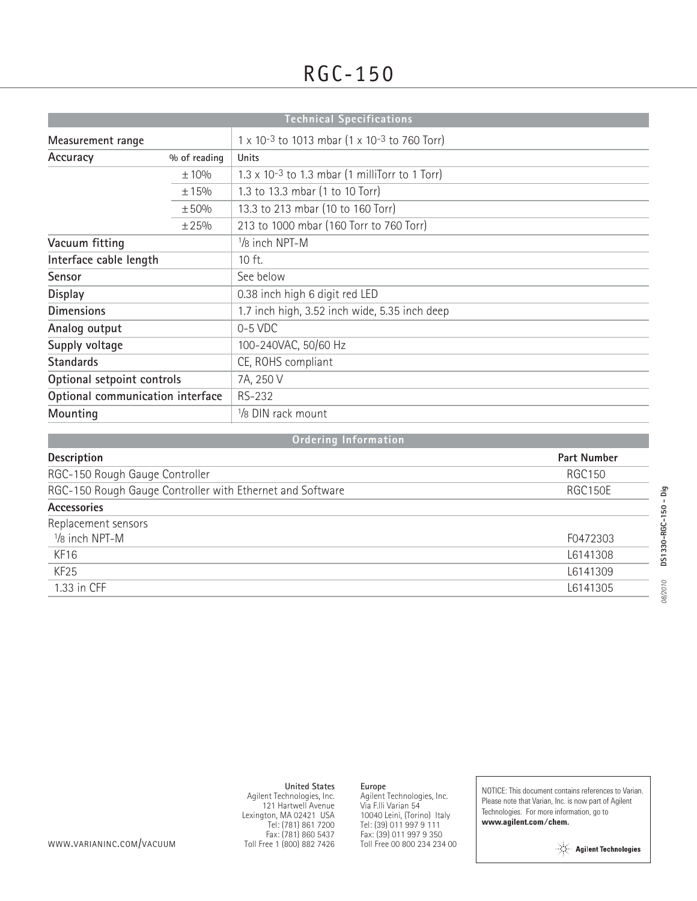# RGC-150

## Technical Specifications

| | | |
|---|---|---|
| **Measurement range** | | 1 x $10^{-3}$ to 1013 mbar (1 x $10^{-3}$ to 760 Torr) |
| **Accuracy** | % of reading | Units |
| | ± 10% | 1.3 x $10^{-3}$ to 1.3 mbar (1 milliTorr to 1 Torr) |
| | ± 15% | 1.3 to 13.3 mbar (1 to 10 Torr) |
| | ± 50% | 13.3 to 213 mbar (10 to 160 Torr) |
| | ± 25% | 213 to 1000 mbar (160 Torr to 760 Torr) |
| **Vacuum fitting** | | 1/8 inch NPT-M |
| **Interface cable length** | | 10 ft. |
| **Sensor** | | See below |
| **Display** | | 0.38 inch high 6 digit red LED |
| **Dimensions** | | 1.7 inch high, 3.52 inch wide, 5.35 inch deep |
| **Analog output** | | 0-5 VDC |
| **Supply voltage** | | 100-240VAC, 50/60 Hz |
| **Standards** | | CE, ROHS compliant |
| **Optional setpoint controls** | | 7A, 250 V |
| **Optional communication interface** | | RS-232 |
| **Mounting** | | 1/8 DIN rack mount |

## Ordering Information

| Description | Part Number |
|---|---|
| RGC-150 Rough Gauge Controller | RGC150 |
| RGC-150 Rough Gauge Controller with Ethernet and Software | RGC150E |
| **Accessories** | |
| Replacement sensors | |
| 1/8 inch NPT-M | F0472303 |
| KF16 | L6141308 |
| KF25 | L6141309 |
| 1.33 in CFF | L6141305 |

08/2010 DS1330–RGC-150 – Dig

**United States**
Agilent Technologies, Inc.
121 Hartwell Avenue
Lexington, MA 02421 USA
Tel: (781) 861 7200
Fax: (781) 860 5437
Toll Free 1 (800) 882 7426

**Europe**
Agilent Technologies, Inc.
Via F.lli Varian 54
10040 Leini, (Torino) Italy
Tel: (39) 011 997 9 111
Fax: (39) 011 997 9 350
Toll Free 00 800 234 234 00

NOTICE: This document contains references to Varian. Please note that Varian, Inc. is now part of Agilent Technologies. For more information, go to **www.agilent.com/chem.**

Agilent Technologies

www.varianinc.com/vacuum